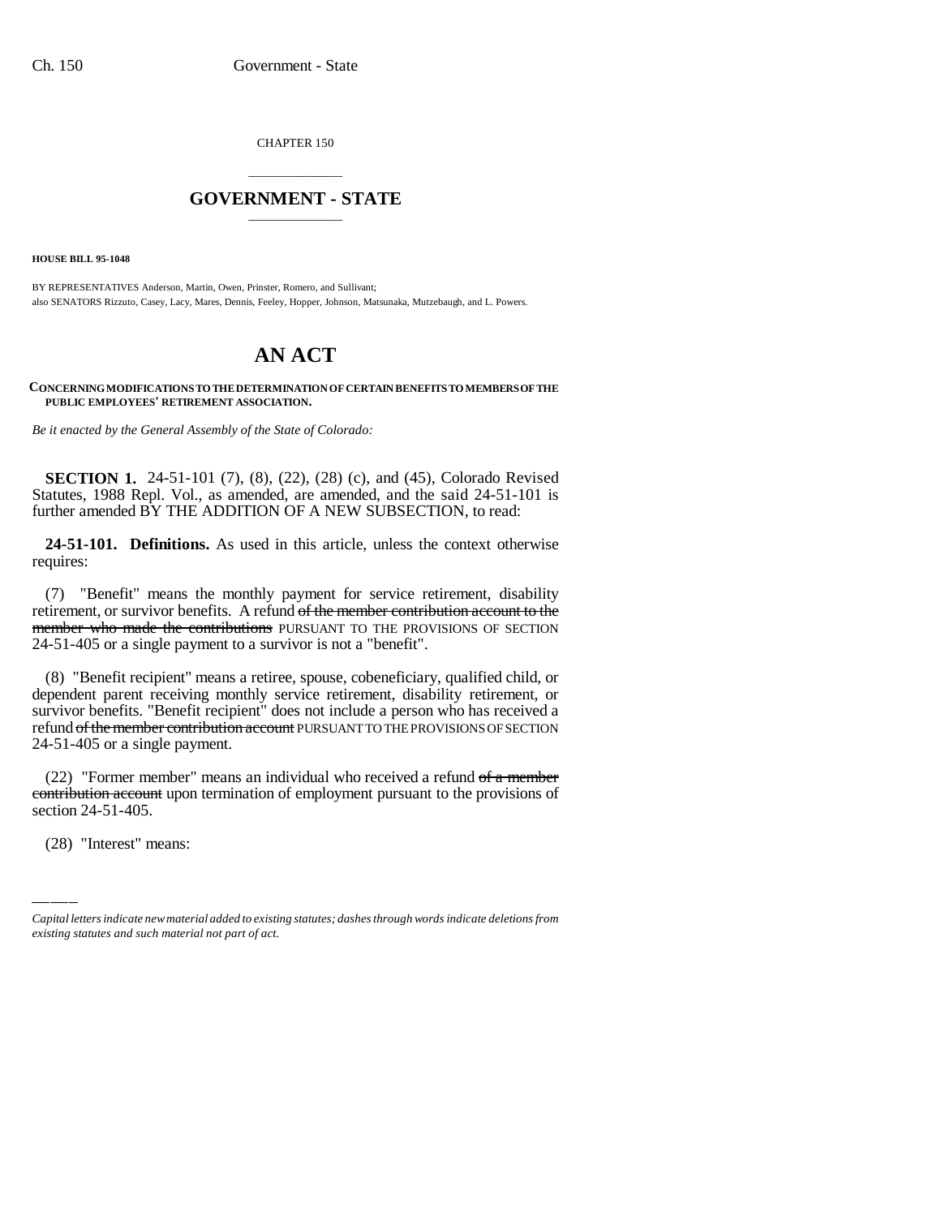CHAPTER 150

# GOVERNMENT - STATE

**HOUSE BILL 95-1048**

BY REPRESENTATIVES Anderson, Martin, Owen, Prinster, Romero, and Sullivant;
also SENATORS Rizzuto, Casey, Lacy, Mares, Dennis, Feeley, Hopper, Johnson, Matsunaka, Mutzebaugh, and L. Powers.

# AN ACT

**CONCERNING MODIFICATIONS TO THE DETERMINATION OF CERTAIN BENEFITS TO MEMBERS OF THE PUBLIC EMPLOYEES' RETIREMENT ASSOCIATION.**

*Be it enacted by the General Assembly of the State of Colorado:*

**SECTION 1.** 24-51-101 (7), (8), (22), (28) (c), and (45), Colorado Revised Statutes, 1988 Repl. Vol., as amended, are amended, and the said 24-51-101 is further amended BY THE ADDITION OF A NEW SUBSECTION, to read:

**24-51-101. Definitions.** As used in this article, unless the context otherwise requires:

(7) "Benefit" means the monthly payment for service retirement, disability retirement, or survivor benefits. A refund ~~of the member contribution account to the member who made the contributions~~ PURSUANT TO THE PROVISIONS OF SECTION 24-51-405 or a single payment to a survivor is not a "benefit".

(8) "Benefit recipient" means a retiree, spouse, cobeneficiary, qualified child, or dependent parent receiving monthly service retirement, disability retirement, or survivor benefits. "Benefit recipient" does not include a person who has received a refund ~~of the member contribution account~~ PURSUANT TO THE PROVISIONS OF SECTION 24-51-405 or a single payment.

(22) "Former member" means an individual who received a refund ~~of a member contribution account~~ upon termination of employment pursuant to the provisions of section 24-51-405.

(28) "Interest" means:

*Capital letters indicate new material added to existing statutes; dashes through words indicate deletions from existing statutes and such material not part of act.*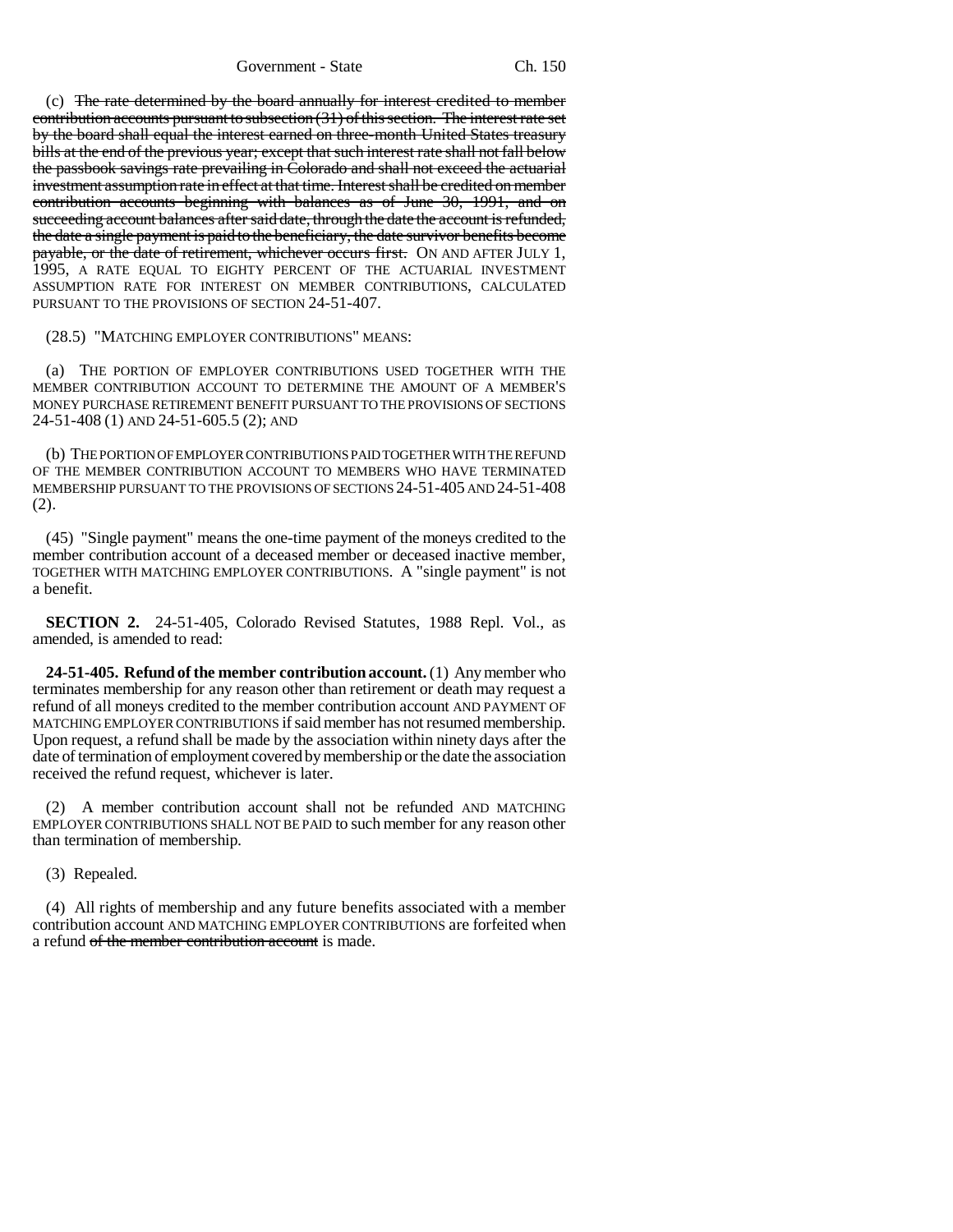(c) ~~The rate determined by the board annually for interest credited to member contribution accounts pursuant to subsection (31) of this section. The interest rate set by the board shall equal the interest earned on three-month United States treasury bills at the end of the previous year; except that such interest rate shall not fall below the passbook savings rate prevailing in Colorado and shall not exceed the actuarial investment assumption rate in effect at that time. Interest shall be credited on member contribution accounts beginning with balances as of June 30, 1991, and on succeeding account balances after said date, through the date the account is refunded, the date a single payment is paid to the beneficiary, the date survivor benefits become payable, or the date of retirement, whichever occurs first.~~ ON AND AFTER JULY 1, 1995, A RATE EQUAL TO EIGHTY PERCENT OF THE ACTUARIAL INVESTMENT ASSUMPTION RATE FOR INTEREST ON MEMBER CONTRIBUTIONS, CALCULATED PURSUANT TO THE PROVISIONS OF SECTION 24-51-407.

(28.5) "MATCHING EMPLOYER CONTRIBUTIONS" MEANS:

(a) THE PORTION OF EMPLOYER CONTRIBUTIONS USED TOGETHER WITH THE MEMBER CONTRIBUTION ACCOUNT TO DETERMINE THE AMOUNT OF A MEMBER'S MONEY PURCHASE RETIREMENT BENEFIT PURSUANT TO THE PROVISIONS OF SECTIONS 24-51-408 (1) AND 24-51-605.5 (2); AND

(b) THE PORTION OF EMPLOYER CONTRIBUTIONS PAID TOGETHER WITH THE REFUND OF THE MEMBER CONTRIBUTION ACCOUNT TO MEMBERS WHO HAVE TERMINATED MEMBERSHIP PURSUANT TO THE PROVISIONS OF SECTIONS 24-51-405 AND 24-51-408 (2).

(45) "Single payment" means the one-time payment of the moneys credited to the member contribution account of a deceased member or deceased inactive member, TOGETHER WITH MATCHING EMPLOYER CONTRIBUTIONS. A "single payment" is not a benefit.

**SECTION 2.** 24-51-405, Colorado Revised Statutes, 1988 Repl. Vol., as amended, is amended to read:

**24-51-405. Refund of the member contribution account.** (1) Any member who terminates membership for any reason other than retirement or death may request a refund of all moneys credited to the member contribution account AND PAYMENT OF MATCHING EMPLOYER CONTRIBUTIONS if said member has not resumed membership. Upon request, a refund shall be made by the association within ninety days after the date of termination of employment covered by membership or the date the association received the refund request, whichever is later.

(2) A member contribution account shall not be refunded AND MATCHING EMPLOYER CONTRIBUTIONS SHALL NOT BE PAID to such member for any reason other than termination of membership.

(3) Repealed.

(4) All rights of membership and any future benefits associated with a member contribution account AND MATCHING EMPLOYER CONTRIBUTIONS are forfeited when a refund ~~of the member contribution account~~ is made.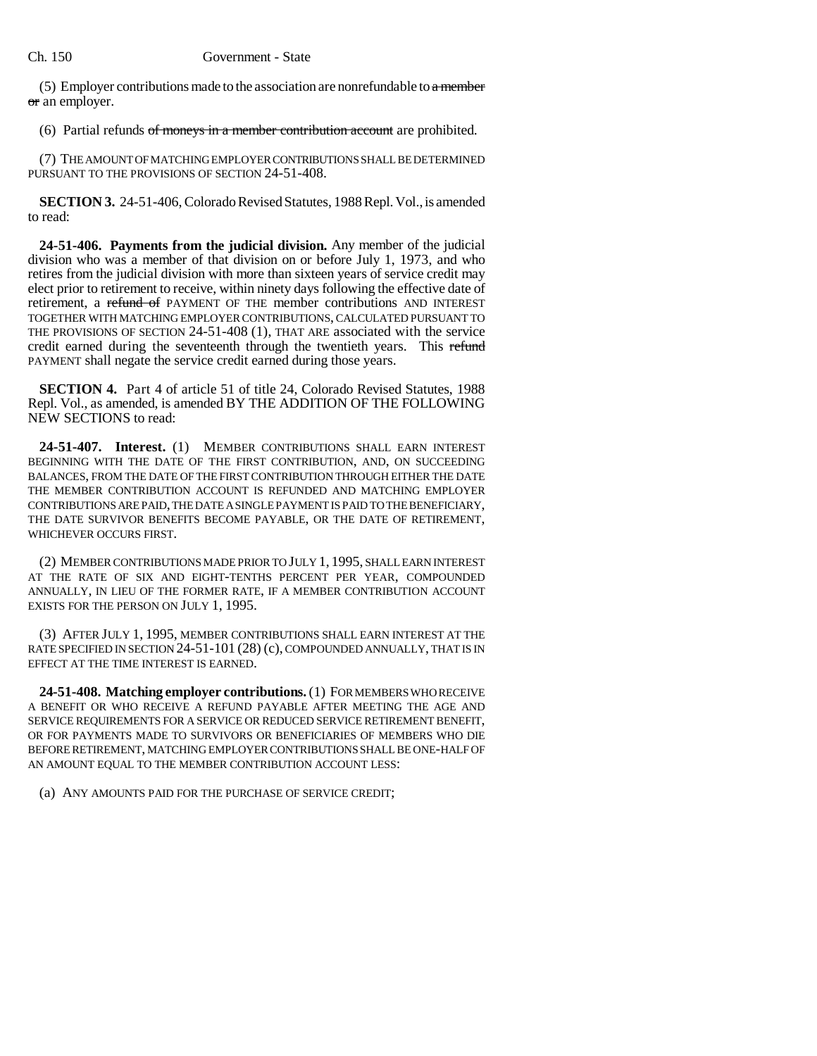(5) Employer contributions made to the association are nonrefundable to ~~a member or~~ an employer.

(6) Partial refunds ~~of moneys in a member contribution account~~ are prohibited.

(7) THE AMOUNT OF MATCHING EMPLOYER CONTRIBUTIONS SHALL BE DETERMINED PURSUANT TO THE PROVISIONS OF SECTION 24-51-408.

**SECTION 3.** 24-51-406, Colorado Revised Statutes, 1988 Repl. Vol., is amended to read:

**24-51-406. Payments from the judicial division.** Any member of the judicial division who was a member of that division on or before July 1, 1973, and who retires from the judicial division with more than sixteen years of service credit may elect prior to retirement to receive, within ninety days following the effective date of retirement, a ~~refund of~~ PAYMENT OF THE member contributions AND INTEREST TOGETHER WITH MATCHING EMPLOYER CONTRIBUTIONS, CALCULATED PURSUANT TO THE PROVISIONS OF SECTION 24-51-408 (1), THAT ARE associated with the service credit earned during the seventeenth through the twentieth years. This ~~refund~~ PAYMENT shall negate the service credit earned during those years.

**SECTION 4.** Part 4 of article 51 of title 24, Colorado Revised Statutes, 1988 Repl. Vol., as amended, is amended BY THE ADDITION OF THE FOLLOWING NEW SECTIONS to read:

**24-51-407. Interest.** (1) MEMBER CONTRIBUTIONS SHALL EARN INTEREST BEGINNING WITH THE DATE OF THE FIRST CONTRIBUTION, AND, ON SUCCEEDING BALANCES, FROM THE DATE OF THE FIRST CONTRIBUTION THROUGH EITHER THE DATE THE MEMBER CONTRIBUTION ACCOUNT IS REFUNDED AND MATCHING EMPLOYER CONTRIBUTIONS ARE PAID, THE DATE A SINGLE PAYMENT IS PAID TO THE BENEFICIARY, THE DATE SURVIVOR BENEFITS BECOME PAYABLE, OR THE DATE OF RETIREMENT, WHICHEVER OCCURS FIRST.

(2) MEMBER CONTRIBUTIONS MADE PRIOR TO JULY 1, 1995, SHALL EARN INTEREST AT THE RATE OF SIX AND EIGHT-TENTHS PERCENT PER YEAR, COMPOUNDED ANNUALLY, IN LIEU OF THE FORMER RATE, IF A MEMBER CONTRIBUTION ACCOUNT EXISTS FOR THE PERSON ON JULY 1, 1995.

(3) AFTER JULY 1, 1995, MEMBER CONTRIBUTIONS SHALL EARN INTEREST AT THE RATE SPECIFIED IN SECTION 24-51-101 (28) (c), COMPOUNDED ANNUALLY, THAT IS IN EFFECT AT THE TIME INTEREST IS EARNED.

**24-51-408. Matching employer contributions.** (1) FOR MEMBERS WHO RECEIVE A BENEFIT OR WHO RECEIVE A REFUND PAYABLE AFTER MEETING THE AGE AND SERVICE REQUIREMENTS FOR A SERVICE OR REDUCED SERVICE RETIREMENT BENEFIT, OR FOR PAYMENTS MADE TO SURVIVORS OR BENEFICIARIES OF MEMBERS WHO DIE BEFORE RETIREMENT, MATCHING EMPLOYER CONTRIBUTIONS SHALL BE ONE-HALF OF AN AMOUNT EQUAL TO THE MEMBER CONTRIBUTION ACCOUNT LESS:

(a) ANY AMOUNTS PAID FOR THE PURCHASE OF SERVICE CREDIT;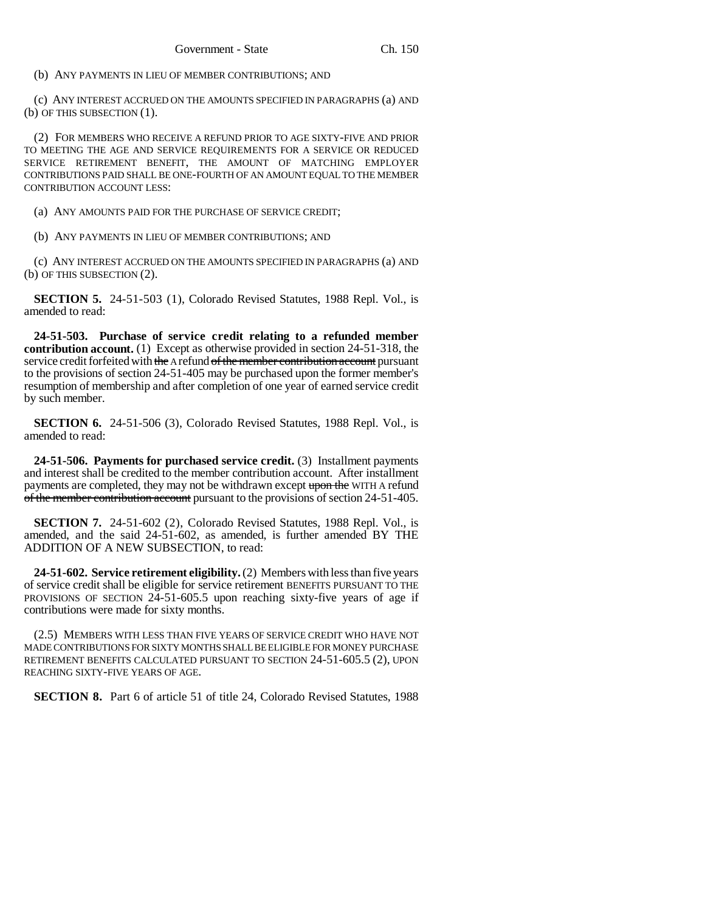(b) ANY PAYMENTS IN LIEU OF MEMBER CONTRIBUTIONS; AND

(c) ANY INTEREST ACCRUED ON THE AMOUNTS SPECIFIED IN PARAGRAPHS (a) AND (b) OF THIS SUBSECTION (1).

(2) FOR MEMBERS WHO RECEIVE A REFUND PRIOR TO AGE SIXTY-FIVE AND PRIOR TO MEETING THE AGE AND SERVICE REQUIREMENTS FOR A SERVICE OR REDUCED SERVICE RETIREMENT BENEFIT, THE AMOUNT OF MATCHING EMPLOYER CONTRIBUTIONS PAID SHALL BE ONE-FOURTH OF AN AMOUNT EQUAL TO THE MEMBER CONTRIBUTION ACCOUNT LESS:

(a) ANY AMOUNTS PAID FOR THE PURCHASE OF SERVICE CREDIT;

(b) ANY PAYMENTS IN LIEU OF MEMBER CONTRIBUTIONS; AND

(c) ANY INTEREST ACCRUED ON THE AMOUNTS SPECIFIED IN PARAGRAPHS (a) AND (b) OF THIS SUBSECTION (2).

**SECTION 5.** 24-51-503 (1), Colorado Revised Statutes, 1988 Repl. Vol., is amended to read:

**24-51-503. Purchase of service credit relating to a refunded member contribution account.** (1) Except as otherwise provided in section 24-51-318, the service credit forfeited with ~~the~~ A refund ~~of the member contribution account~~ pursuant to the provisions of section 24-51-405 may be purchased upon the former member's resumption of membership and after completion of one year of earned service credit by such member.

**SECTION 6.** 24-51-506 (3), Colorado Revised Statutes, 1988 Repl. Vol., is amended to read:

**24-51-506. Payments for purchased service credit.** (3) Installment payments and interest shall be credited to the member contribution account. After installment payments are completed, they may not be withdrawn except ~~upon the~~ WITH A refund ~~of the member contribution account~~ pursuant to the provisions of section 24-51-405.

**SECTION 7.** 24-51-602 (2), Colorado Revised Statutes, 1988 Repl. Vol., is amended, and the said 24-51-602, as amended, is further amended BY THE ADDITION OF A NEW SUBSECTION, to read:

**24-51-602. Service retirement eligibility.** (2) Members with less than five years of service credit shall be eligible for service retirement BENEFITS PURSUANT TO THE PROVISIONS OF SECTION 24-51-605.5 upon reaching sixty-five years of age if contributions were made for sixty months.

(2.5) MEMBERS WITH LESS THAN FIVE YEARS OF SERVICE CREDIT WHO HAVE NOT MADE CONTRIBUTIONS FOR SIXTY MONTHS SHALL BE ELIGIBLE FOR MONEY PURCHASE RETIREMENT BENEFITS CALCULATED PURSUANT TO SECTION 24-51-605.5 (2), UPON REACHING SIXTY-FIVE YEARS OF AGE.

**SECTION 8.** Part 6 of article 51 of title 24, Colorado Revised Statutes, 1988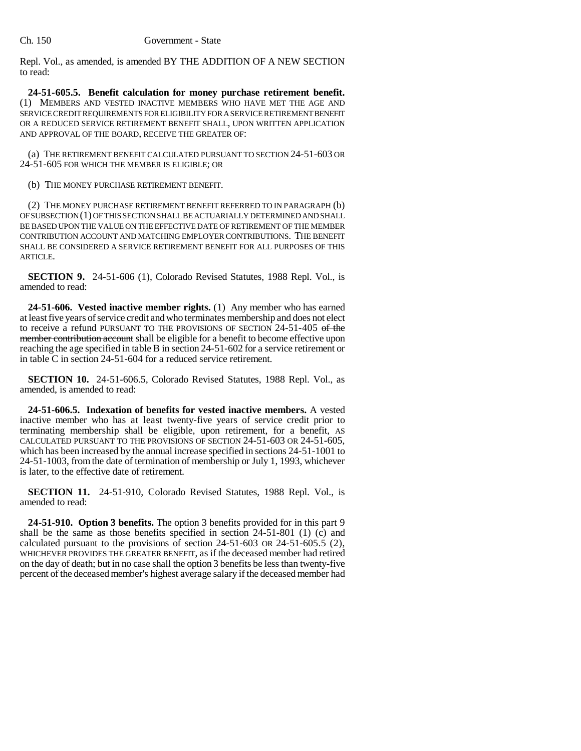Repl. Vol., as amended, is amended BY THE ADDITION OF A NEW SECTION to read:

**24-51-605.5. Benefit calculation for money purchase retirement benefit.** (1) MEMBERS AND VESTED INACTIVE MEMBERS WHO HAVE MET THE AGE AND SERVICE CREDIT REQUIREMENTS FOR ELIGIBILITY FOR A SERVICE RETIREMENT BENEFIT OR A REDUCED SERVICE RETIREMENT BENEFIT SHALL, UPON WRITTEN APPLICATION AND APPROVAL OF THE BOARD, RECEIVE THE GREATER OF:

(a) THE RETIREMENT BENEFIT CALCULATED PURSUANT TO SECTION 24-51-603 OR 24-51-605 FOR WHICH THE MEMBER IS ELIGIBLE; OR

(b) THE MONEY PURCHASE RETIREMENT BENEFIT.

(2) THE MONEY PURCHASE RETIREMENT BENEFIT REFERRED TO IN PARAGRAPH (b) OF SUBSECTION (1) OF THIS SECTION SHALL BE ACTUARIALLY DETERMINED AND SHALL BE BASED UPON THE VALUE ON THE EFFECTIVE DATE OF RETIREMENT OF THE MEMBER CONTRIBUTION ACCOUNT AND MATCHING EMPLOYER CONTRIBUTIONS. THE BENEFIT SHALL BE CONSIDERED A SERVICE RETIREMENT BENEFIT FOR ALL PURPOSES OF THIS ARTICLE.

**SECTION 9.** 24-51-606 (1), Colorado Revised Statutes, 1988 Repl. Vol., is amended to read:

**24-51-606. Vested inactive member rights.** (1) Any member who has earned at least five years of service credit and who terminates membership and does not elect to receive a refund PURSUANT TO THE PROVISIONS OF SECTION 24-51-405 ~~of the member contribution account~~ shall be eligible for a benefit to become effective upon reaching the age specified in table B in section 24-51-602 for a service retirement or in table C in section 24-51-604 for a reduced service retirement.

**SECTION 10.** 24-51-606.5, Colorado Revised Statutes, 1988 Repl. Vol., as amended, is amended to read:

**24-51-606.5. Indexation of benefits for vested inactive members.** A vested inactive member who has at least twenty-five years of service credit prior to terminating membership shall be eligible, upon retirement, for a benefit, AS CALCULATED PURSUANT TO THE PROVISIONS OF SECTION 24-51-603 OR 24-51-605, which has been increased by the annual increase specified in sections 24-51-1001 to 24-51-1003, from the date of termination of membership or July 1, 1993, whichever is later, to the effective date of retirement.

**SECTION 11.** 24-51-910, Colorado Revised Statutes, 1988 Repl. Vol., is amended to read:

**24-51-910. Option 3 benefits.** The option 3 benefits provided for in this part 9 shall be the same as those benefits specified in section 24-51-801 (1) (c) and calculated pursuant to the provisions of section 24-51-603 OR 24-51-605.5 (2), WHICHEVER PROVIDES THE GREATER BENEFIT, as if the deceased member had retired on the day of death; but in no case shall the option 3 benefits be less than twenty-five percent of the deceased member's highest average salary if the deceased member had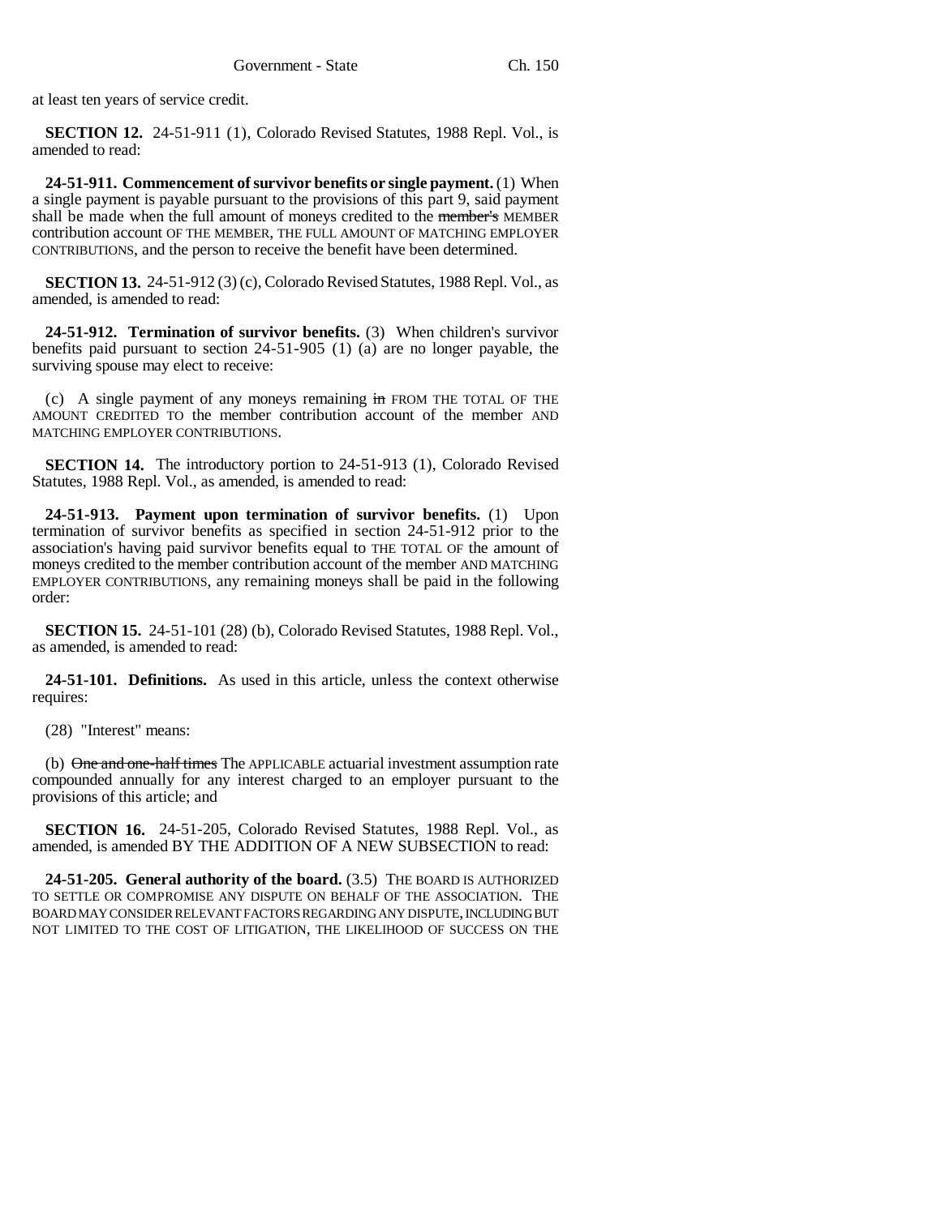at least ten years of service credit.

**SECTION 12.** 24-51-911 (1), Colorado Revised Statutes, 1988 Repl. Vol., is amended to read:

**24-51-911. Commencement of survivor benefits or single payment.** (1) When a single payment is payable pursuant to the provisions of this part 9, said payment shall be made when the full amount of moneys credited to the ~~member's~~ MEMBER contribution account OF THE MEMBER, THE FULL AMOUNT OF MATCHING EMPLOYER CONTRIBUTIONS, and the person to receive the benefit have been determined.

**SECTION 13.** 24-51-912 (3) (c), Colorado Revised Statutes, 1988 Repl. Vol., as amended, is amended to read:

**24-51-912. Termination of survivor benefits.** (3) When children's survivor benefits paid pursuant to section 24-51-905 (1) (a) are no longer payable, the surviving spouse may elect to receive:

(c) A single payment of any moneys remaining ~~in~~ FROM THE TOTAL OF THE AMOUNT CREDITED TO the member contribution account of the member AND MATCHING EMPLOYER CONTRIBUTIONS.

**SECTION 14.** The introductory portion to 24-51-913 (1), Colorado Revised Statutes, 1988 Repl. Vol., as amended, is amended to read:

**24-51-913. Payment upon termination of survivor benefits.** (1) Upon termination of survivor benefits as specified in section 24-51-912 prior to the association's having paid survivor benefits equal to THE TOTAL OF the amount of moneys credited to the member contribution account of the member AND MATCHING EMPLOYER CONTRIBUTIONS, any remaining moneys shall be paid in the following order:

**SECTION 15.** 24-51-101 (28) (b), Colorado Revised Statutes, 1988 Repl. Vol., as amended, is amended to read:

**24-51-101. Definitions.** As used in this article, unless the context otherwise requires:

(28) "Interest" means:

(b) ~~One and one-half times~~ The APPLICABLE actuarial investment assumption rate compounded annually for any interest charged to an employer pursuant to the provisions of this article; and

**SECTION 16.** 24-51-205, Colorado Revised Statutes, 1988 Repl. Vol., as amended, is amended BY THE ADDITION OF A NEW SUBSECTION to read:

**24-51-205. General authority of the board.** (3.5) THE BOARD IS AUTHORIZED TO SETTLE OR COMPROMISE ANY DISPUTE ON BEHALF OF THE ASSOCIATION. THE BOARD MAY CONSIDER RELEVANT FACTORS REGARDING ANY DISPUTE, INCLUDING BUT NOT LIMITED TO THE COST OF LITIGATION, THE LIKELIHOOD OF SUCCESS ON THE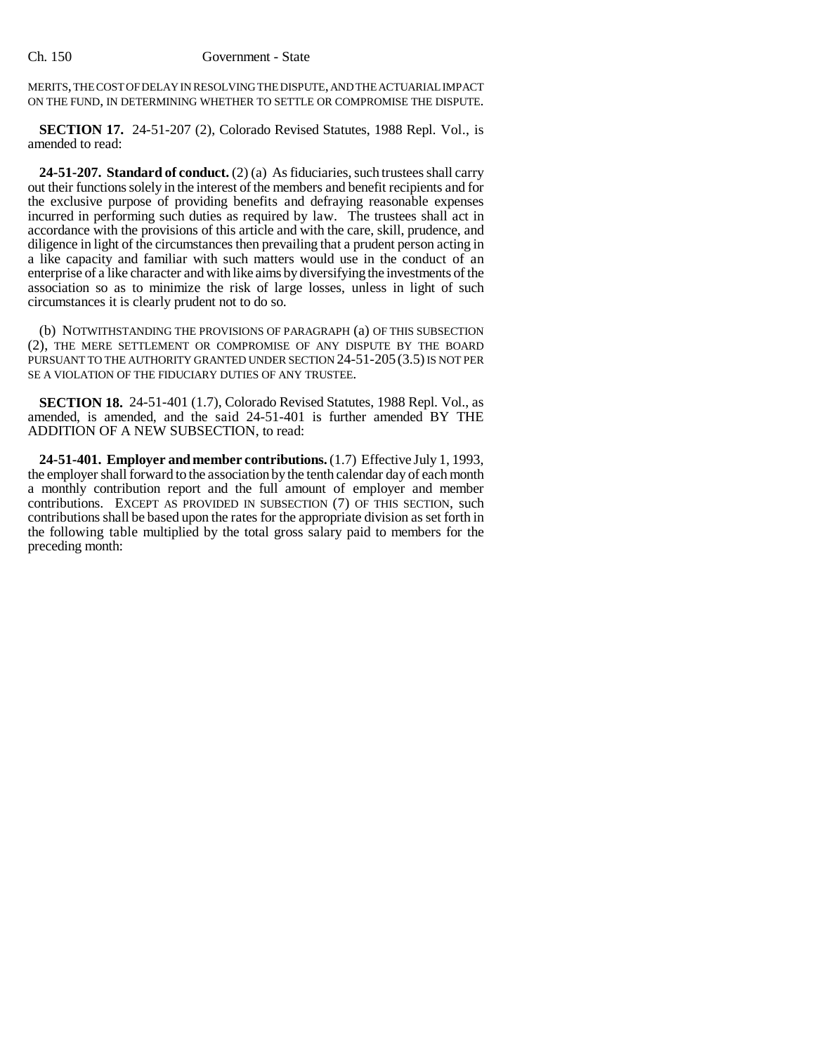MERITS, THE COST OF DELAY IN RESOLVING THE DISPUTE, AND THE ACTUARIAL IMPACT ON THE FUND, IN DETERMINING WHETHER TO SETTLE OR COMPROMISE THE DISPUTE.

**SECTION 17.** 24-51-207 (2), Colorado Revised Statutes, 1988 Repl. Vol., is amended to read:

**24-51-207. Standard of conduct.** (2) (a) As fiduciaries, such trustees shall carry out their functions solely in the interest of the members and benefit recipients and for the exclusive purpose of providing benefits and defraying reasonable expenses incurred in performing such duties as required by law. The trustees shall act in accordance with the provisions of this article and with the care, skill, prudence, and diligence in light of the circumstances then prevailing that a prudent person acting in a like capacity and familiar with such matters would use in the conduct of an enterprise of a like character and with like aims by diversifying the investments of the association so as to minimize the risk of large losses, unless in light of such circumstances it is clearly prudent not to do so.

(b) NOTWITHSTANDING THE PROVISIONS OF PARAGRAPH (a) OF THIS SUBSECTION (2), THE MERE SETTLEMENT OR COMPROMISE OF ANY DISPUTE BY THE BOARD PURSUANT TO THE AUTHORITY GRANTED UNDER SECTION 24-51-205 (3.5) IS NOT PER SE A VIOLATION OF THE FIDUCIARY DUTIES OF ANY TRUSTEE.

**SECTION 18.** 24-51-401 (1.7), Colorado Revised Statutes, 1988 Repl. Vol., as amended, is amended, and the said 24-51-401 is further amended BY THE ADDITION OF A NEW SUBSECTION, to read:

**24-51-401. Employer and member contributions.** (1.7) Effective July 1, 1993, the employer shall forward to the association by the tenth calendar day of each month a monthly contribution report and the full amount of employer and member contributions. EXCEPT AS PROVIDED IN SUBSECTION (7) OF THIS SECTION, such contributions shall be based upon the rates for the appropriate division as set forth in the following table multiplied by the total gross salary paid to members for the preceding month: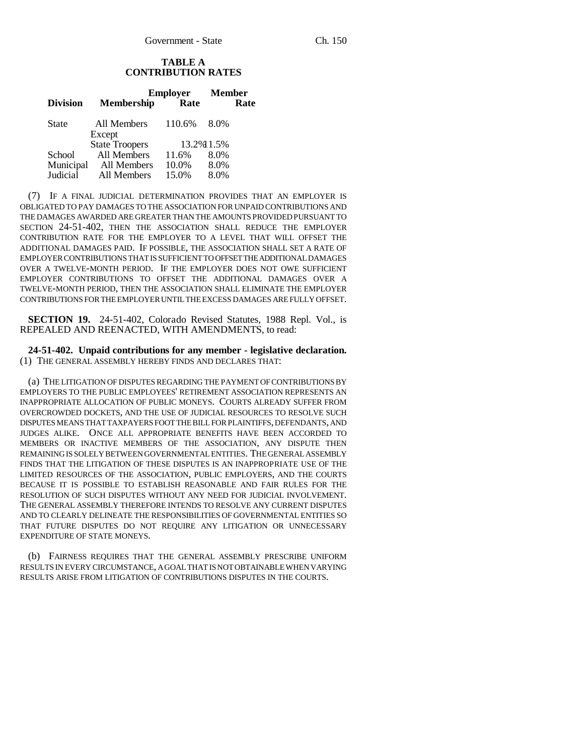**TABLE A**
**CONTRIBUTION RATES**

| Division | Membership | Employer Rate | Member Rate |
|---|---|---|---|
| State | All Members Except | 110.6% | 8.0% |
| | State Troopers | 13.2% | 11.5% |
| School | All Members | 11.6% | 8.0% |
| Municipal | All Members | 10.0% | 8.0% |
| Judicial | All Members | 15.0% | 8.0% |

(7) IF A FINAL JUDICIAL DETERMINATION PROVIDES THAT AN EMPLOYER IS OBLIGATED TO PAY DAMAGES TO THE ASSOCIATION FOR UNPAID CONTRIBUTIONS AND THE DAMAGES AWARDED ARE GREATER THAN THE AMOUNTS PROVIDED PURSUANT TO SECTION 24-51-402, THEN THE ASSOCIATION SHALL REDUCE THE EMPLOYER CONTRIBUTION RATE FOR THE EMPLOYER TO A LEVEL THAT WILL OFFSET THE ADDITIONAL DAMAGES PAID. IF POSSIBLE, THE ASSOCIATION SHALL SET A RATE OF EMPLOYER CONTRIBUTIONS THAT IS SUFFICIENT TO OFFSET THE ADDITIONAL DAMAGES OVER A TWELVE-MONTH PERIOD. IF THE EMPLOYER DOES NOT OWE SUFFICIENT EMPLOYER CONTRIBUTIONS TO OFFSET THE ADDITIONAL DAMAGES OVER A TWELVE-MONTH PERIOD, THEN THE ASSOCIATION SHALL ELIMINATE THE EMPLOYER CONTRIBUTIONS FOR THE EMPLOYER UNTIL THE EXCESS DAMAGES ARE FULLY OFFSET.

**SECTION 19.** 24-51-402, Colorado Revised Statutes, 1988 Repl. Vol., is REPEALED AND REENACTED, WITH AMENDMENTS, to read:

**24-51-402. Unpaid contributions for any member - legislative declaration.** (1) THE GENERAL ASSEMBLY HEREBY FINDS AND DECLARES THAT:

(a) THE LITIGATION OF DISPUTES REGARDING THE PAYMENT OF CONTRIBUTIONS BY EMPLOYERS TO THE PUBLIC EMPLOYEES' RETIREMENT ASSOCIATION REPRESENTS AN INAPPROPRIATE ALLOCATION OF PUBLIC MONEYS. COURTS ALREADY SUFFER FROM OVERCROWDED DOCKETS, AND THE USE OF JUDICIAL RESOURCES TO RESOLVE SUCH DISPUTES MEANS THAT TAXPAYERS FOOT THE BILL FOR PLAINTIFFS, DEFENDANTS, AND JUDGES ALIKE. ONCE ALL APPROPRIATE BENEFITS HAVE BEEN ACCORDED TO MEMBERS OR INACTIVE MEMBERS OF THE ASSOCIATION, ANY DISPUTE THEN REMAINING IS SOLELY BETWEEN GOVERNMENTAL ENTITIES. THE GENERAL ASSEMBLY FINDS THAT THE LITIGATION OF THESE DISPUTES IS AN INAPPROPRIATE USE OF THE LIMITED RESOURCES OF THE ASSOCIATION, PUBLIC EMPLOYERS, AND THE COURTS BECAUSE IT IS POSSIBLE TO ESTABLISH REASONABLE AND FAIR RULES FOR THE RESOLUTION OF SUCH DISPUTES WITHOUT ANY NEED FOR JUDICIAL INVOLVEMENT. THE GENERAL ASSEMBLY THEREFORE INTENDS TO RESOLVE ANY CURRENT DISPUTES AND TO CLEARLY DELINEATE THE RESPONSIBILITIES OF GOVERNMENTAL ENTITIES SO THAT FUTURE DISPUTES DO NOT REQUIRE ANY LITIGATION OR UNNECESSARY EXPENDITURE OF STATE MONEYS.

(b) FAIRNESS REQUIRES THAT THE GENERAL ASSEMBLY PRESCRIBE UNIFORM RESULTS IN EVERY CIRCUMSTANCE, A GOAL THAT IS NOT OBTAINABLE WHEN VARYING RESULTS ARISE FROM LITIGATION OF CONTRIBUTIONS DISPUTES IN THE COURTS.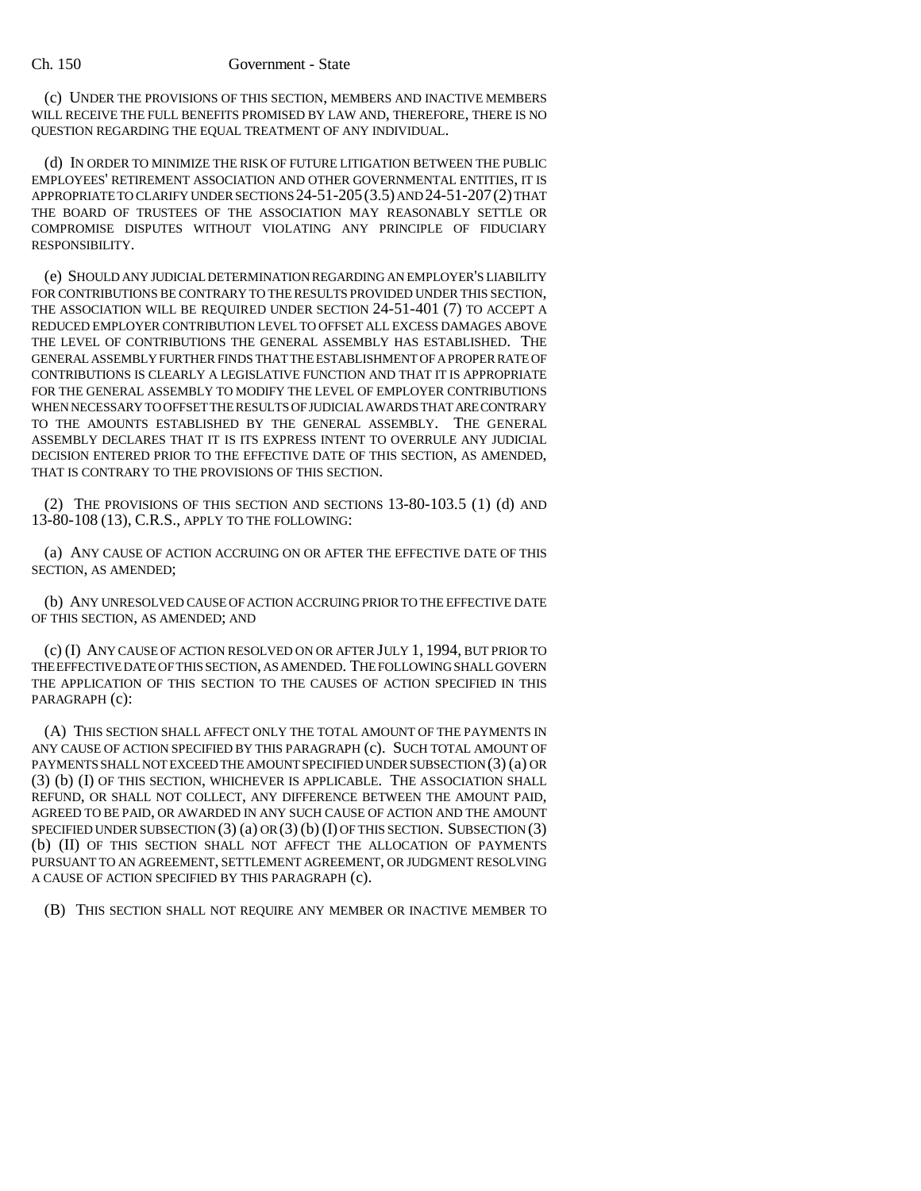(c) UNDER THE PROVISIONS OF THIS SECTION, MEMBERS AND INACTIVE MEMBERS WILL RECEIVE THE FULL BENEFITS PROMISED BY LAW AND, THEREFORE, THERE IS NO QUESTION REGARDING THE EQUAL TREATMENT OF ANY INDIVIDUAL.

(d) IN ORDER TO MINIMIZE THE RISK OF FUTURE LITIGATION BETWEEN THE PUBLIC EMPLOYEES' RETIREMENT ASSOCIATION AND OTHER GOVERNMENTAL ENTITIES, IT IS APPROPRIATE TO CLARIFY UNDER SECTIONS 24-51-205 (3.5) AND 24-51-207 (2) THAT THE BOARD OF TRUSTEES OF THE ASSOCIATION MAY REASONABLY SETTLE OR COMPROMISE DISPUTES WITHOUT VIOLATING ANY PRINCIPLE OF FIDUCIARY RESPONSIBILITY.

(e) SHOULD ANY JUDICIAL DETERMINATION REGARDING AN EMPLOYER'S LIABILITY FOR CONTRIBUTIONS BE CONTRARY TO THE RESULTS PROVIDED UNDER THIS SECTION, THE ASSOCIATION WILL BE REQUIRED UNDER SECTION 24-51-401 (7) TO ACCEPT A REDUCED EMPLOYER CONTRIBUTION LEVEL TO OFFSET ALL EXCESS DAMAGES ABOVE THE LEVEL OF CONTRIBUTIONS THE GENERAL ASSEMBLY HAS ESTABLISHED. THE GENERAL ASSEMBLY FURTHER FINDS THAT THE ESTABLISHMENT OF A PROPER RATE OF CONTRIBUTIONS IS CLEARLY A LEGISLATIVE FUNCTION AND THAT IT IS APPROPRIATE FOR THE GENERAL ASSEMBLY TO MODIFY THE LEVEL OF EMPLOYER CONTRIBUTIONS WHEN NECESSARY TO OFFSET THE RESULTS OF JUDICIAL AWARDS THAT ARE CONTRARY TO THE AMOUNTS ESTABLISHED BY THE GENERAL ASSEMBLY. THE GENERAL ASSEMBLY DECLARES THAT IT IS ITS EXPRESS INTENT TO OVERRULE ANY JUDICIAL DECISION ENTERED PRIOR TO THE EFFECTIVE DATE OF THIS SECTION, AS AMENDED, THAT IS CONTRARY TO THE PROVISIONS OF THIS SECTION.

(2) THE PROVISIONS OF THIS SECTION AND SECTIONS 13-80-103.5 (1) (d) AND 13-80-108 (13), C.R.S., APPLY TO THE FOLLOWING:

(a) ANY CAUSE OF ACTION ACCRUING ON OR AFTER THE EFFECTIVE DATE OF THIS SECTION, AS AMENDED;

(b) ANY UNRESOLVED CAUSE OF ACTION ACCRUING PRIOR TO THE EFFECTIVE DATE OF THIS SECTION, AS AMENDED; AND

(c) (I) ANY CAUSE OF ACTION RESOLVED ON OR AFTER JULY 1, 1994, BUT PRIOR TO THE EFFECTIVE DATE OF THIS SECTION, AS AMENDED. THE FOLLOWING SHALL GOVERN THE APPLICATION OF THIS SECTION TO THE CAUSES OF ACTION SPECIFIED IN THIS PARAGRAPH (c):

(A) THIS SECTION SHALL AFFECT ONLY THE TOTAL AMOUNT OF THE PAYMENTS IN ANY CAUSE OF ACTION SPECIFIED BY THIS PARAGRAPH (c). SUCH TOTAL AMOUNT OF PAYMENTS SHALL NOT EXCEED THE AMOUNT SPECIFIED UNDER SUBSECTION (3) (a) OR (3) (b) (I) OF THIS SECTION, WHICHEVER IS APPLICABLE. THE ASSOCIATION SHALL REFUND, OR SHALL NOT COLLECT, ANY DIFFERENCE BETWEEN THE AMOUNT PAID, AGREED TO BE PAID, OR AWARDED IN ANY SUCH CAUSE OF ACTION AND THE AMOUNT SPECIFIED UNDER SUBSECTION (3) (a) OR (3) (b) (I) OF THIS SECTION. SUBSECTION (3) (b) (II) OF THIS SECTION SHALL NOT AFFECT THE ALLOCATION OF PAYMENTS PURSUANT TO AN AGREEMENT, SETTLEMENT AGREEMENT, OR JUDGMENT RESOLVING A CAUSE OF ACTION SPECIFIED BY THIS PARAGRAPH (c).

(B) THIS SECTION SHALL NOT REQUIRE ANY MEMBER OR INACTIVE MEMBER TO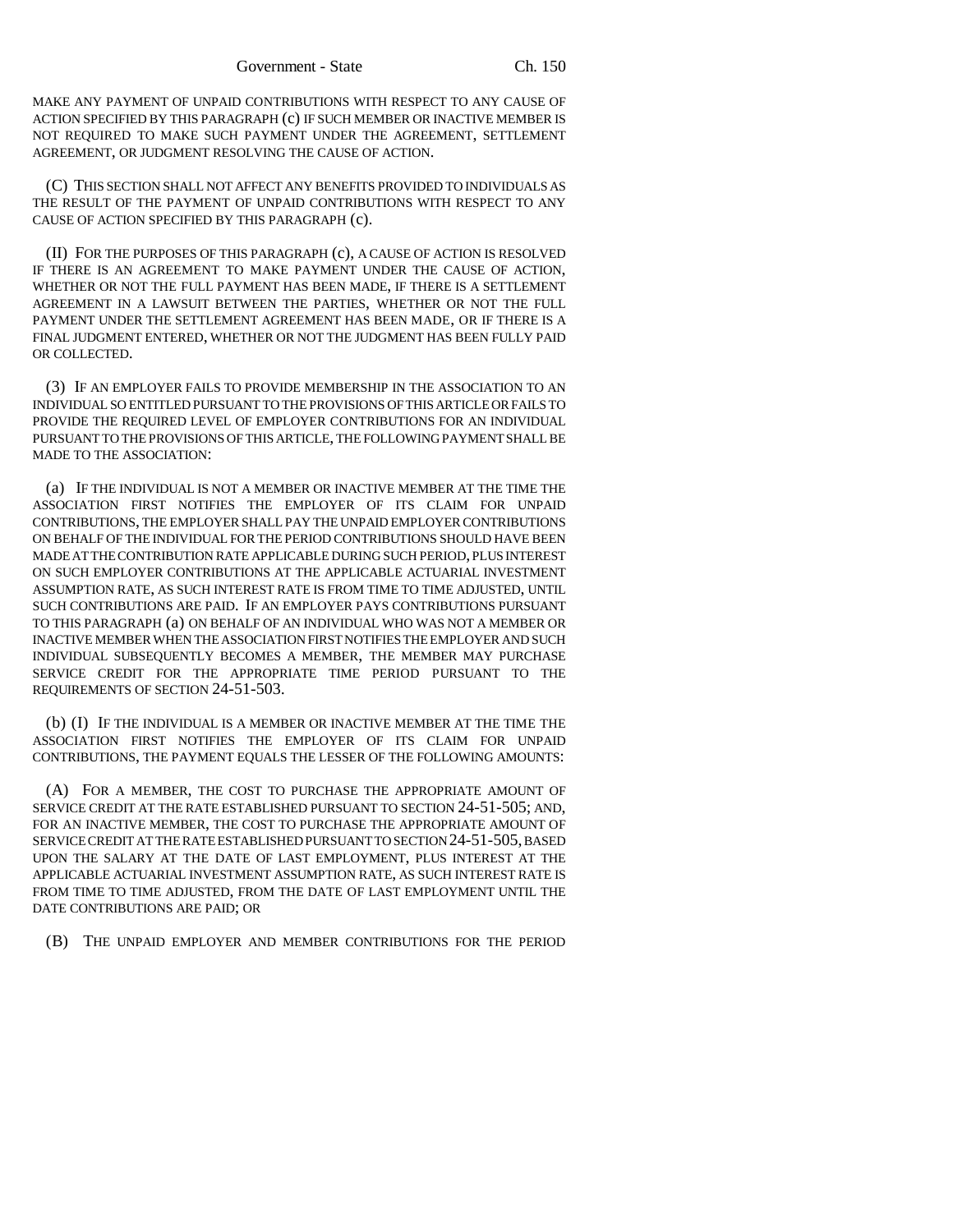MAKE ANY PAYMENT OF UNPAID CONTRIBUTIONS WITH RESPECT TO ANY CAUSE OF ACTION SPECIFIED BY THIS PARAGRAPH (c) IF SUCH MEMBER OR INACTIVE MEMBER IS NOT REQUIRED TO MAKE SUCH PAYMENT UNDER THE AGREEMENT, SETTLEMENT AGREEMENT, OR JUDGMENT RESOLVING THE CAUSE OF ACTION.

(C) THIS SECTION SHALL NOT AFFECT ANY BENEFITS PROVIDED TO INDIVIDUALS AS THE RESULT OF THE PAYMENT OF UNPAID CONTRIBUTIONS WITH RESPECT TO ANY CAUSE OF ACTION SPECIFIED BY THIS PARAGRAPH (c).

(II) FOR THE PURPOSES OF THIS PARAGRAPH (c), A CAUSE OF ACTION IS RESOLVED IF THERE IS AN AGREEMENT TO MAKE PAYMENT UNDER THE CAUSE OF ACTION, WHETHER OR NOT THE FULL PAYMENT HAS BEEN MADE, IF THERE IS A SETTLEMENT AGREEMENT IN A LAWSUIT BETWEEN THE PARTIES, WHETHER OR NOT THE FULL PAYMENT UNDER THE SETTLEMENT AGREEMENT HAS BEEN MADE, OR IF THERE IS A FINAL JUDGMENT ENTERED, WHETHER OR NOT THE JUDGMENT HAS BEEN FULLY PAID OR COLLECTED.

(3) IF AN EMPLOYER FAILS TO PROVIDE MEMBERSHIP IN THE ASSOCIATION TO AN INDIVIDUAL SO ENTITLED PURSUANT TO THE PROVISIONS OF THIS ARTICLE OR FAILS TO PROVIDE THE REQUIRED LEVEL OF EMPLOYER CONTRIBUTIONS FOR AN INDIVIDUAL PURSUANT TO THE PROVISIONS OF THIS ARTICLE, THE FOLLOWING PAYMENT SHALL BE MADE TO THE ASSOCIATION:

(a) IF THE INDIVIDUAL IS NOT A MEMBER OR INACTIVE MEMBER AT THE TIME THE ASSOCIATION FIRST NOTIFIES THE EMPLOYER OF ITS CLAIM FOR UNPAID CONTRIBUTIONS, THE EMPLOYER SHALL PAY THE UNPAID EMPLOYER CONTRIBUTIONS ON BEHALF OF THE INDIVIDUAL FOR THE PERIOD CONTRIBUTIONS SHOULD HAVE BEEN MADE AT THE CONTRIBUTION RATE APPLICABLE DURING SUCH PERIOD, PLUS INTEREST ON SUCH EMPLOYER CONTRIBUTIONS AT THE APPLICABLE ACTUARIAL INVESTMENT ASSUMPTION RATE, AS SUCH INTEREST RATE IS FROM TIME TO TIME ADJUSTED, UNTIL SUCH CONTRIBUTIONS ARE PAID. IF AN EMPLOYER PAYS CONTRIBUTIONS PURSUANT TO THIS PARAGRAPH (a) ON BEHALF OF AN INDIVIDUAL WHO WAS NOT A MEMBER OR INACTIVE MEMBER WHEN THE ASSOCIATION FIRST NOTIFIES THE EMPLOYER AND SUCH INDIVIDUAL SUBSEQUENTLY BECOMES A MEMBER, THE MEMBER MAY PURCHASE SERVICE CREDIT FOR THE APPROPRIATE TIME PERIOD PURSUANT TO THE REQUIREMENTS OF SECTION 24-51-503.

(b) (I) IF THE INDIVIDUAL IS A MEMBER OR INACTIVE MEMBER AT THE TIME THE ASSOCIATION FIRST NOTIFIES THE EMPLOYER OF ITS CLAIM FOR UNPAID CONTRIBUTIONS, THE PAYMENT EQUALS THE LESSER OF THE FOLLOWING AMOUNTS:

(A) FOR A MEMBER, THE COST TO PURCHASE THE APPROPRIATE AMOUNT OF SERVICE CREDIT AT THE RATE ESTABLISHED PURSUANT TO SECTION 24-51-505; AND, FOR AN INACTIVE MEMBER, THE COST TO PURCHASE THE APPROPRIATE AMOUNT OF SERVICE CREDIT AT THE RATE ESTABLISHED PURSUANT TO SECTION 24-51-505, BASED UPON THE SALARY AT THE DATE OF LAST EMPLOYMENT, PLUS INTEREST AT THE APPLICABLE ACTUARIAL INVESTMENT ASSUMPTION RATE, AS SUCH INTEREST RATE IS FROM TIME TO TIME ADJUSTED, FROM THE DATE OF LAST EMPLOYMENT UNTIL THE DATE CONTRIBUTIONS ARE PAID; OR

(B) THE UNPAID EMPLOYER AND MEMBER CONTRIBUTIONS FOR THE PERIOD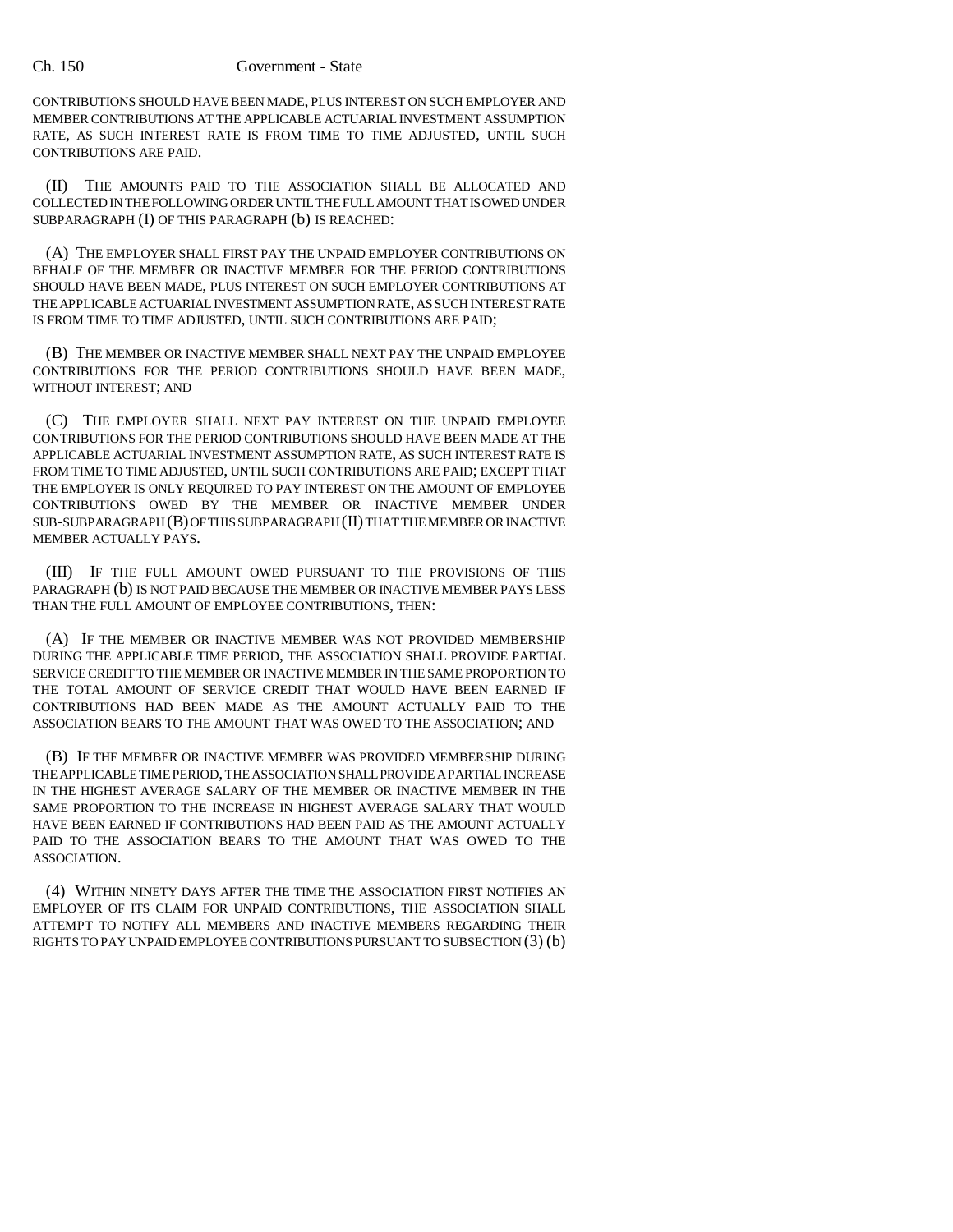CONTRIBUTIONS SHOULD HAVE BEEN MADE, PLUS INTEREST ON SUCH EMPLOYER AND MEMBER CONTRIBUTIONS AT THE APPLICABLE ACTUARIAL INVESTMENT ASSUMPTION RATE, AS SUCH INTEREST RATE IS FROM TIME TO TIME ADJUSTED, UNTIL SUCH CONTRIBUTIONS ARE PAID.

(II) THE AMOUNTS PAID TO THE ASSOCIATION SHALL BE ALLOCATED AND COLLECTED IN THE FOLLOWING ORDER UNTIL THE FULL AMOUNT THAT IS OWED UNDER SUBPARAGRAPH (I) OF THIS PARAGRAPH (b) IS REACHED:

(A) THE EMPLOYER SHALL FIRST PAY THE UNPAID EMPLOYER CONTRIBUTIONS ON BEHALF OF THE MEMBER OR INACTIVE MEMBER FOR THE PERIOD CONTRIBUTIONS SHOULD HAVE BEEN MADE, PLUS INTEREST ON SUCH EMPLOYER CONTRIBUTIONS AT THE APPLICABLE ACTUARIAL INVESTMENT ASSUMPTION RATE, AS SUCH INTEREST RATE IS FROM TIME TO TIME ADJUSTED, UNTIL SUCH CONTRIBUTIONS ARE PAID;

(B) THE MEMBER OR INACTIVE MEMBER SHALL NEXT PAY THE UNPAID EMPLOYEE CONTRIBUTIONS FOR THE PERIOD CONTRIBUTIONS SHOULD HAVE BEEN MADE, WITHOUT INTEREST; AND

(C) THE EMPLOYER SHALL NEXT PAY INTEREST ON THE UNPAID EMPLOYEE CONTRIBUTIONS FOR THE PERIOD CONTRIBUTIONS SHOULD HAVE BEEN MADE AT THE APPLICABLE ACTUARIAL INVESTMENT ASSUMPTION RATE, AS SUCH INTEREST RATE IS FROM TIME TO TIME ADJUSTED, UNTIL SUCH CONTRIBUTIONS ARE PAID; EXCEPT THAT THE EMPLOYER IS ONLY REQUIRED TO PAY INTEREST ON THE AMOUNT OF EMPLOYEE CONTRIBUTIONS OWED BY THE MEMBER OR INACTIVE MEMBER UNDER SUB-SUBPARAGRAPH (B) OF THIS SUBPARAGRAPH (II) THAT THE MEMBER OR INACTIVE MEMBER ACTUALLY PAYS.

(III) IF THE FULL AMOUNT OWED PURSUANT TO THE PROVISIONS OF THIS PARAGRAPH (b) IS NOT PAID BECAUSE THE MEMBER OR INACTIVE MEMBER PAYS LESS THAN THE FULL AMOUNT OF EMPLOYEE CONTRIBUTIONS, THEN:

(A) IF THE MEMBER OR INACTIVE MEMBER WAS NOT PROVIDED MEMBERSHIP DURING THE APPLICABLE TIME PERIOD, THE ASSOCIATION SHALL PROVIDE PARTIAL SERVICE CREDIT TO THE MEMBER OR INACTIVE MEMBER IN THE SAME PROPORTION TO THE TOTAL AMOUNT OF SERVICE CREDIT THAT WOULD HAVE BEEN EARNED IF CONTRIBUTIONS HAD BEEN MADE AS THE AMOUNT ACTUALLY PAID TO THE ASSOCIATION BEARS TO THE AMOUNT THAT WAS OWED TO THE ASSOCIATION; AND

(B) IF THE MEMBER OR INACTIVE MEMBER WAS PROVIDED MEMBERSHIP DURING THE APPLICABLE TIME PERIOD, THE ASSOCIATION SHALL PROVIDE A PARTIAL INCREASE IN THE HIGHEST AVERAGE SALARY OF THE MEMBER OR INACTIVE MEMBER IN THE SAME PROPORTION TO THE INCREASE IN HIGHEST AVERAGE SALARY THAT WOULD HAVE BEEN EARNED IF CONTRIBUTIONS HAD BEEN PAID AS THE AMOUNT ACTUALLY PAID TO THE ASSOCIATION BEARS TO THE AMOUNT THAT WAS OWED TO THE ASSOCIATION.

(4) WITHIN NINETY DAYS AFTER THE TIME THE ASSOCIATION FIRST NOTIFIES AN EMPLOYER OF ITS CLAIM FOR UNPAID CONTRIBUTIONS, THE ASSOCIATION SHALL ATTEMPT TO NOTIFY ALL MEMBERS AND INACTIVE MEMBERS REGARDING THEIR RIGHTS TO PAY UNPAID EMPLOYEE CONTRIBUTIONS PURSUANT TO SUBSECTION (3) (b)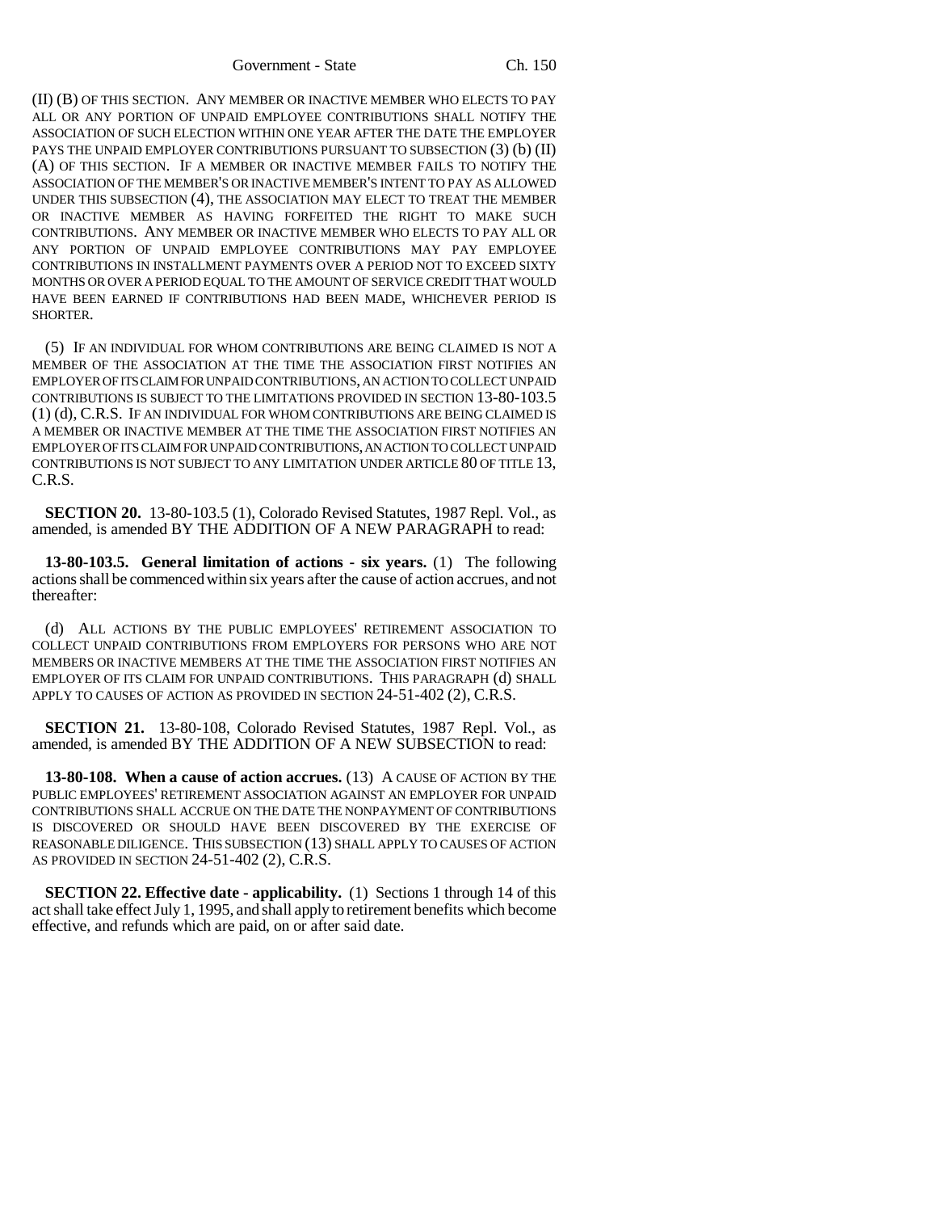(II) (B) OF THIS SECTION. ANY MEMBER OR INACTIVE MEMBER WHO ELECTS TO PAY ALL OR ANY PORTION OF UNPAID EMPLOYEE CONTRIBUTIONS SHALL NOTIFY THE ASSOCIATION OF SUCH ELECTION WITHIN ONE YEAR AFTER THE DATE THE EMPLOYER PAYS THE UNPAID EMPLOYER CONTRIBUTIONS PURSUANT TO SUBSECTION (3) (b) (II) (A) OF THIS SECTION. IF A MEMBER OR INACTIVE MEMBER FAILS TO NOTIFY THE ASSOCIATION OF THE MEMBER'S OR INACTIVE MEMBER'S INTENT TO PAY AS ALLOWED UNDER THIS SUBSECTION (4), THE ASSOCIATION MAY ELECT TO TREAT THE MEMBER OR INACTIVE MEMBER AS HAVING FORFEITED THE RIGHT TO MAKE SUCH CONTRIBUTIONS. ANY MEMBER OR INACTIVE MEMBER WHO ELECTS TO PAY ALL OR ANY PORTION OF UNPAID EMPLOYEE CONTRIBUTIONS MAY PAY EMPLOYEE CONTRIBUTIONS IN INSTALLMENT PAYMENTS OVER A PERIOD NOT TO EXCEED SIXTY MONTHS OR OVER A PERIOD EQUAL TO THE AMOUNT OF SERVICE CREDIT THAT WOULD HAVE BEEN EARNED IF CONTRIBUTIONS HAD BEEN MADE, WHICHEVER PERIOD IS SHORTER.

(5) IF AN INDIVIDUAL FOR WHOM CONTRIBUTIONS ARE BEING CLAIMED IS NOT A MEMBER OF THE ASSOCIATION AT THE TIME THE ASSOCIATION FIRST NOTIFIES AN EMPLOYER OF ITS CLAIM FOR UNPAID CONTRIBUTIONS, AN ACTION TO COLLECT UNPAID CONTRIBUTIONS IS SUBJECT TO THE LIMITATIONS PROVIDED IN SECTION 13-80-103.5 (1) (d), C.R.S. IF AN INDIVIDUAL FOR WHOM CONTRIBUTIONS ARE BEING CLAIMED IS A MEMBER OR INACTIVE MEMBER AT THE TIME THE ASSOCIATION FIRST NOTIFIES AN EMPLOYER OF ITS CLAIM FOR UNPAID CONTRIBUTIONS, AN ACTION TO COLLECT UNPAID CONTRIBUTIONS IS NOT SUBJECT TO ANY LIMITATION UNDER ARTICLE 80 OF TITLE 13, C.R.S.

**SECTION 20.** 13-80-103.5 (1), Colorado Revised Statutes, 1987 Repl. Vol., as amended, is amended BY THE ADDITION OF A NEW PARAGRAPH to read:

**13-80-103.5. General limitation of actions - six years.** (1) The following actions shall be commenced within six years after the cause of action accrues, and not thereafter:

(d) ALL ACTIONS BY THE PUBLIC EMPLOYEES' RETIREMENT ASSOCIATION TO COLLECT UNPAID CONTRIBUTIONS FROM EMPLOYERS FOR PERSONS WHO ARE NOT MEMBERS OR INACTIVE MEMBERS AT THE TIME THE ASSOCIATION FIRST NOTIFIES AN EMPLOYER OF ITS CLAIM FOR UNPAID CONTRIBUTIONS. THIS PARAGRAPH (d) SHALL APPLY TO CAUSES OF ACTION AS PROVIDED IN SECTION 24-51-402 (2), C.R.S.

**SECTION 21.** 13-80-108, Colorado Revised Statutes, 1987 Repl. Vol., as amended, is amended BY THE ADDITION OF A NEW SUBSECTION to read:

**13-80-108. When a cause of action accrues.** (13) A CAUSE OF ACTION BY THE PUBLIC EMPLOYEES' RETIREMENT ASSOCIATION AGAINST AN EMPLOYER FOR UNPAID CONTRIBUTIONS SHALL ACCRUE ON THE DATE THE NONPAYMENT OF CONTRIBUTIONS IS DISCOVERED OR SHOULD HAVE BEEN DISCOVERED BY THE EXERCISE OF REASONABLE DILIGENCE. THIS SUBSECTION (13) SHALL APPLY TO CAUSES OF ACTION AS PROVIDED IN SECTION 24-51-402 (2), C.R.S.

**SECTION 22. Effective date - applicability.** (1) Sections 1 through 14 of this act shall take effect July 1, 1995, and shall apply to retirement benefits which become effective, and refunds which are paid, on or after said date.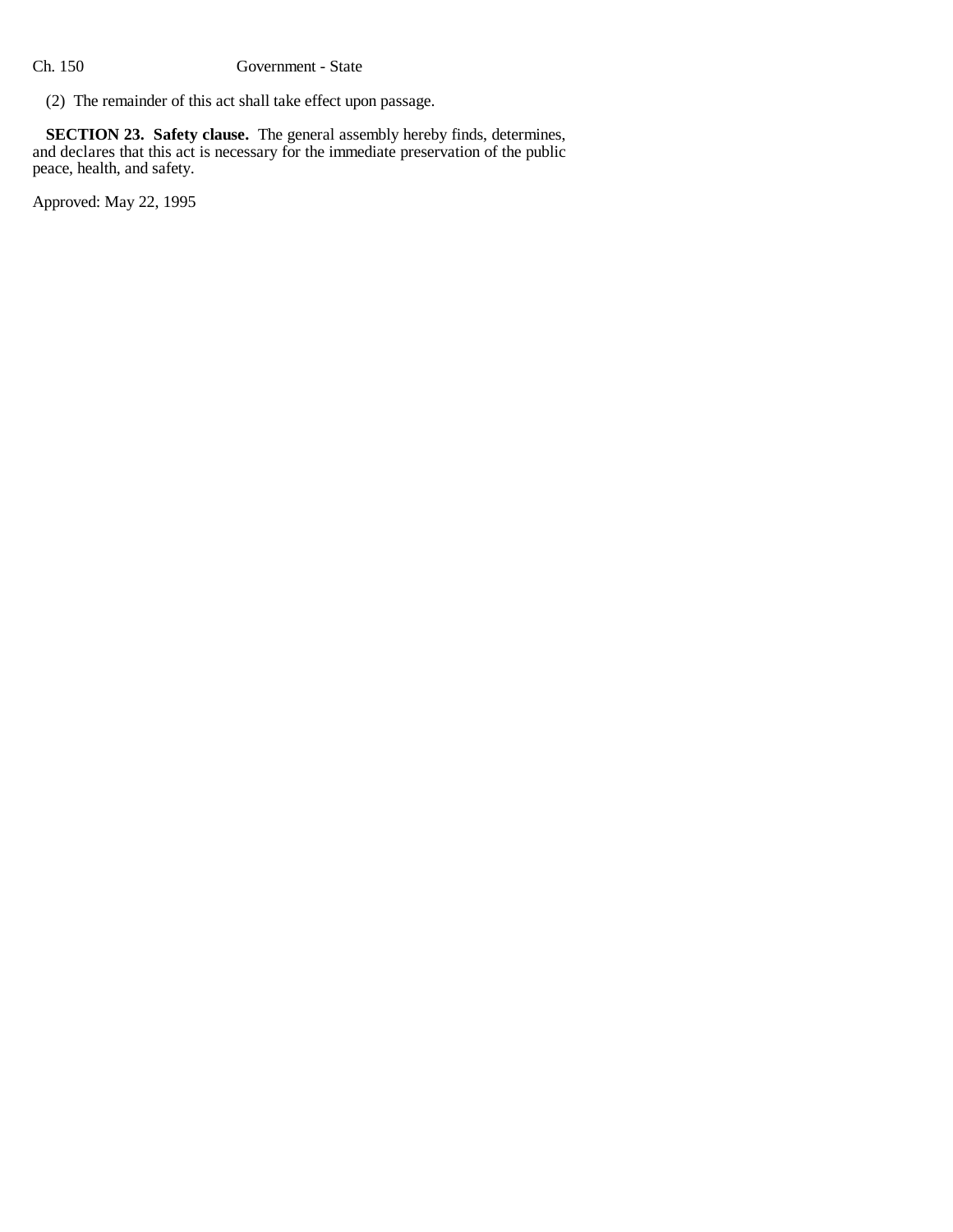(2) The remainder of this act shall take effect upon passage.

**SECTION 23. Safety clause.** The general assembly hereby finds, determines, and declares that this act is necessary for the immediate preservation of the public peace, health, and safety.

Approved: May 22, 1995